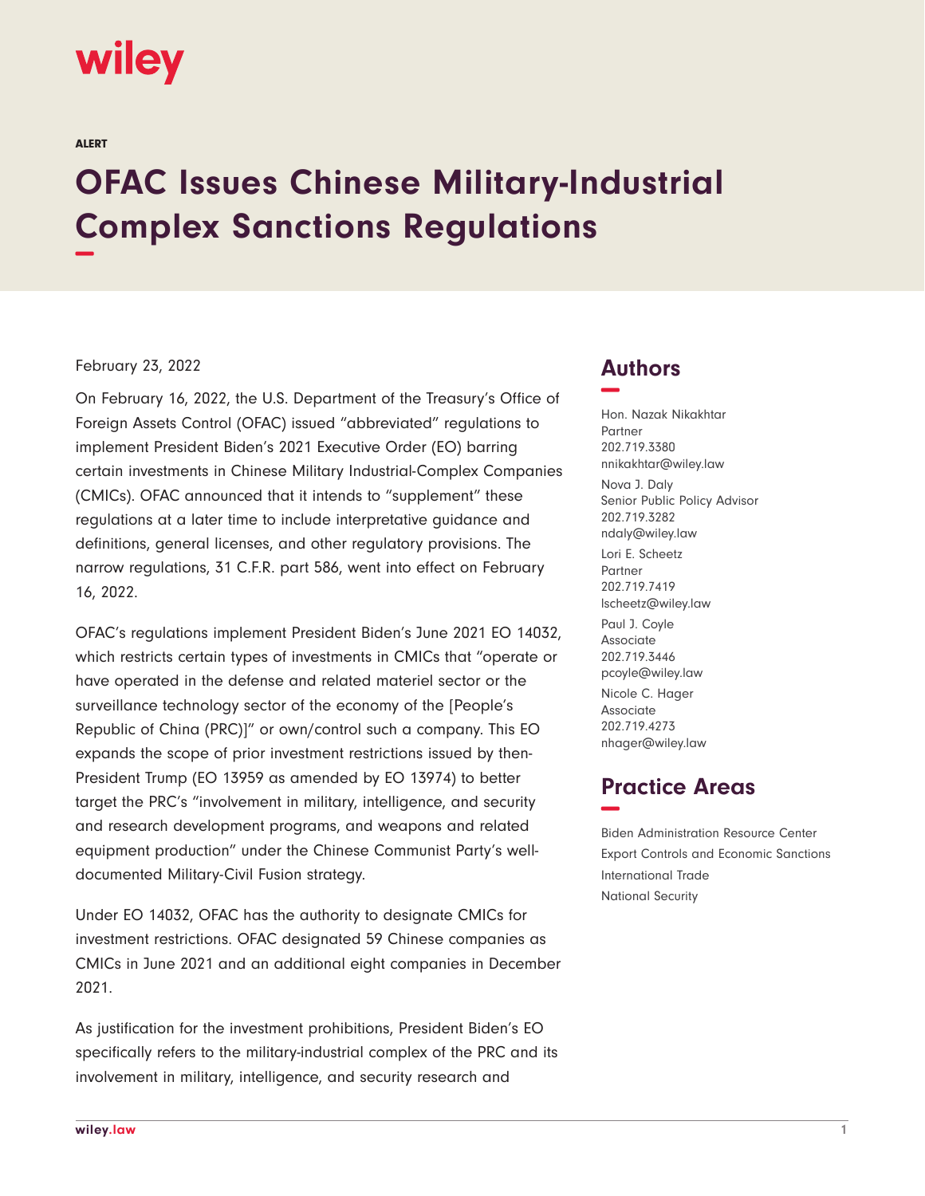wiley

ALERT

# OFAC Issues Chinese Military-Industrial Complex Sanctions Regulations

February 23, 2022

On February 16, 2022, the U.S. Department of the Treasury's Office of Foreign Assets Control (OFAC) issued "abbreviated" regulations to implement President Biden's 2021 Executive Order (EO) barring certain investments in Chinese Military Industrial-Complex Companies (CMICs). OFAC announced that it intends to "supplement" these regulations at a later time to include interpretative guidance and definitions, general licenses, and other regulatory provisions. The narrow regulations, 31 C.F.R. part 586, went into effect on February 16, 2022.

OFAC's regulations implement President Biden's June 2021 EO 14032, which restricts certain types of investments in CMICs that "operate or have operated in the defense and related materiel sector or the surveillance technology sector of the economy of the [People's Republic of China (PRC)]" or own/control such a company. This EO expands the scope of prior investment restrictions issued by then-President Trump (EO 13959 as amended by EO 13974) to better target the PRC's "involvement in military, intelligence, and security and research development programs, and weapons and related equipment production" under the Chinese Communist Party's well-documented Military-Civil Fusion strategy.

Under EO 14032, OFAC has the authority to designate CMICs for investment restrictions. OFAC designated 59 Chinese companies as CMICs in June 2021 and an additional eight companies in December 2021.

As justification for the investment prohibitions, President Biden's EO specifically refers to the military-industrial complex of the PRC and its involvement in military, intelligence, and security research and

## Authors

Hon. Nazak Nikakhtar
Partner
202.719.3380
nnikakhtar@wiley.law

Nova J. Daly
Senior Public Policy Advisor
202.719.3282
ndaly@wiley.law

Lori E. Scheetz
Partner
202.719.7419
lscheetz@wiley.law

Paul J. Coyle
Associate
202.719.3446
pcoyle@wiley.law

Nicole C. Hager
Associate
202.719.4273
nhager@wiley.law

## Practice Areas

Biden Administration Resource Center
Export Controls and Economic Sanctions
International Trade
National Security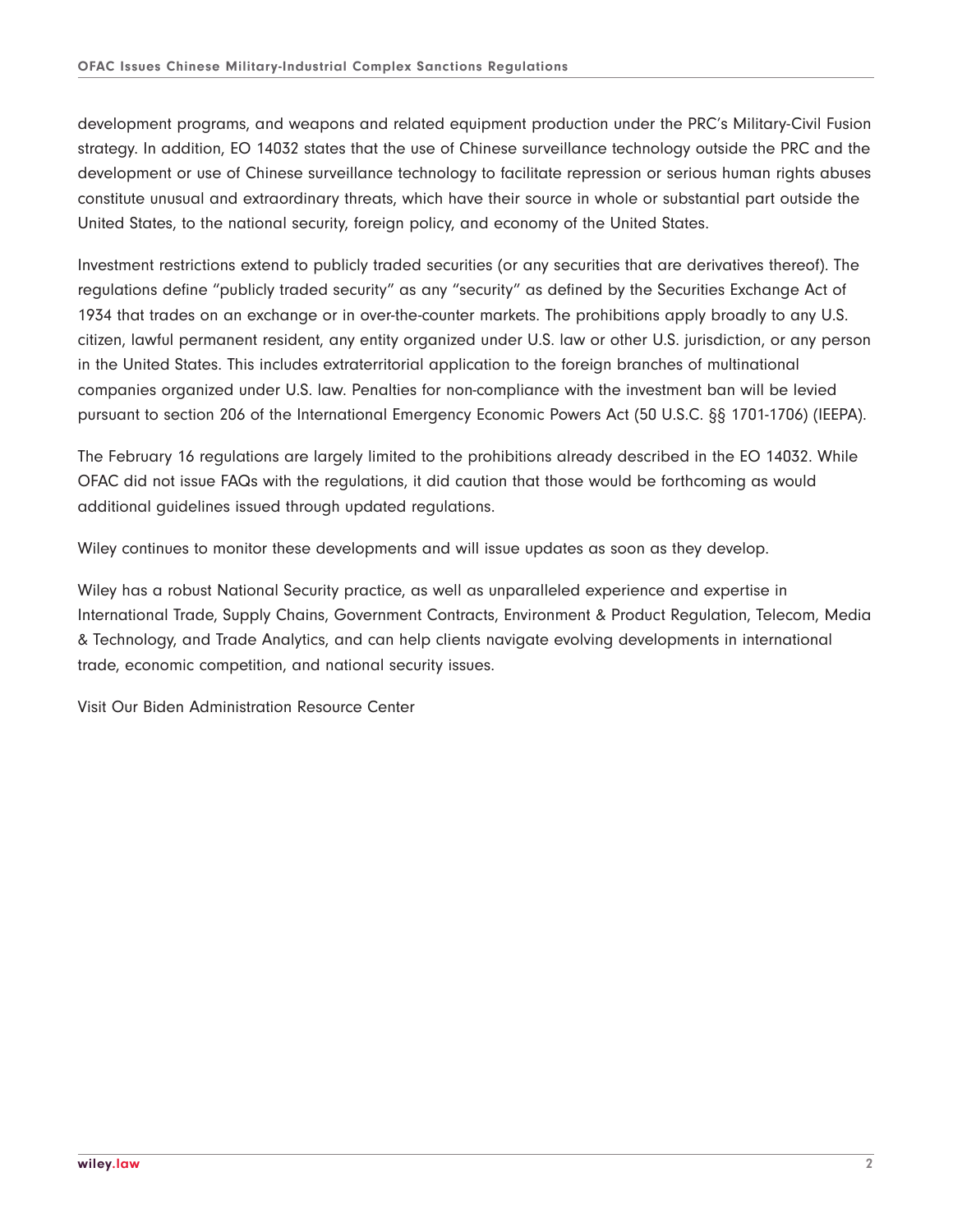development programs, and weapons and related equipment production under the PRC's Military-Civil Fusion strategy. In addition, EO 14032 states that the use of Chinese surveillance technology outside the PRC and the development or use of Chinese surveillance technology to facilitate repression or serious human rights abuses constitute unusual and extraordinary threats, which have their source in whole or substantial part outside the United States, to the national security, foreign policy, and economy of the United States.

Investment restrictions extend to publicly traded securities (or any securities that are derivatives thereof). The regulations define "publicly traded security" as any "security" as defined by the Securities Exchange Act of 1934 that trades on an exchange or in over-the-counter markets. The prohibitions apply broadly to any U.S. citizen, lawful permanent resident, any entity organized under U.S. law or other U.S. jurisdiction, or any person in the United States. This includes extraterritorial application to the foreign branches of multinational companies organized under U.S. law. Penalties for non-compliance with the investment ban will be levied pursuant to section 206 of the International Emergency Economic Powers Act (50 U.S.C. §§ 1701-1706) (IEEPA).

The February 16 regulations are largely limited to the prohibitions already described in the EO 14032. While OFAC did not issue FAQs with the regulations, it did caution that those would be forthcoming as would additional guidelines issued through updated regulations.

Wiley continues to monitor these developments and will issue updates as soon as they develop.

Wiley has a robust National Security practice, as well as unparalleled experience and expertise in International Trade, Supply Chains, Government Contracts, Environment & Product Regulation, Telecom, Media & Technology, and Trade Analytics, and can help clients navigate evolving developments in international trade, economic competition, and national security issues.

Visit Our Biden Administration Resource Center